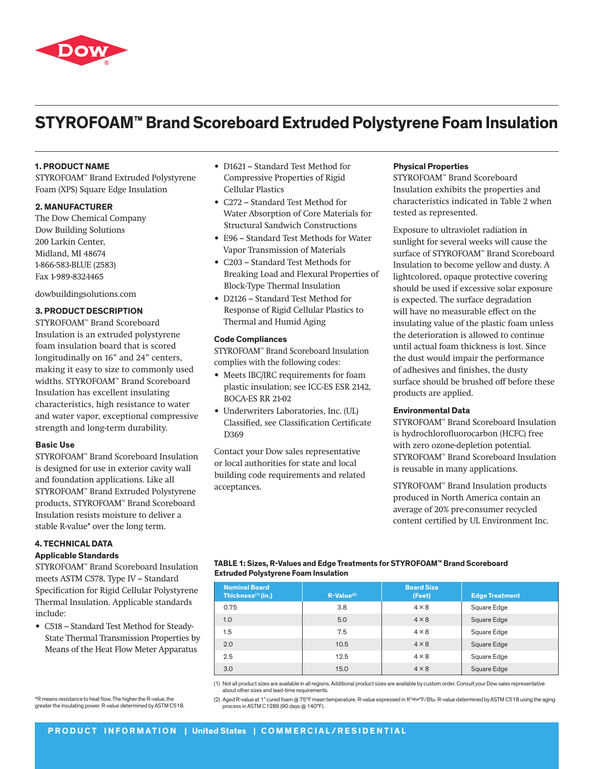# STYROFOAM™ Brand Scoreboard Extruded Polystyrene Foam Insulation

### 1. PRODUCT NAME

STYROFOAM™ Brand Extruded Polystyrene Foam (XPS) Square Edge Insulation

### 2. MANUFACTURER

The Dow Chemical Company
Dow Building Solutions
200 Larkin Center,
Midland, MI 48674
1-866-583-BLUE (2583)
Fax 1-989-832-1465

dowbuildingsolutions.com

### 3. PRODUCT DESCRIPTION

STYROFOAM™ Brand Scoreboard Insulation is an extruded polystyrene foam insulation board that is scored longitudinally on 16" and 24" centers, making it easy to size to commonly used widths. STYROFOAM™ Brand Scoreboard Insulation has excellent insulating characteristics, high resistance to water and water vapor, exceptional compressive strength and long-term durability.

#### Basic Use

STYROFOAM™ Brand Scoreboard Insulation is designed for use in exterior cavity wall and foundation applications. Like all STYROFOAM™ Brand Extruded Polystyrene products, STYROFOAM™ Brand Scoreboard Insulation resists moisture to deliver a stable R-value* over the long term.

### 4. TECHNICAL DATA

#### Applicable Standards

STYROFOAM™ Brand Scoreboard Insulation meets ASTM C578, Type IV – Standard Specification for Rigid Cellular Polystyrene Thermal Insulation. Applicable standards include:

- C518 – Standard Test Method for Steady-State Thermal Transmission Properties by Means of the Heat Flow Meter Apparatus
- D1621 – Standard Test Method for Compressive Properties of Rigid Cellular Plastics
- C272 – Standard Test Method for Water Absorption of Core Materials for Structural Sandwich Constructions
- E96 – Standard Test Methods for Water Vapor Transmission of Materials
- C203 – Standard Test Methods for Breaking Load and Flexural Properties of Block-Type Thermal Insulation
- D2126 – Standard Test Method for Response of Rigid Cellular Plastics to Thermal and Humid Aging

#### Code Compliances

STYROFOAM™ Brand Scoreboard Insulation complies with the following codes:

- Meets IBC/IRC requirements for foam plastic insulation; see ICC-ES ESR 2142, BOCA-ES RR 21-02
- Underwriters Laboratories, Inc. (UL) Classified, see Classification Certificate D369

Contact your Dow sales representative or local authorities for state and local building code requirements and related acceptances.

#### Physical Properties

STYROFOAM™ Brand Scoreboard Insulation exhibits the properties and characteristics indicated in Table 2 when tested as represented.

Exposure to ultraviolet radiation in sunlight for several weeks will cause the surface of STYROFOAM™ Brand Scoreboard Insulation to become yellow and dusty. A lightcolored, opaque protective covering should be used if excessive solar exposure is expected. The surface degradation will have no measurable effect on the insulating value of the plastic foam unless the deterioration is allowed to continue until actual foam thickness is lost. Since the dust would impair the performance of adhesives and finishes, the dusty surface should be brushed off before these products are applied.

#### Environmental Data

STYROFOAM™ Brand Scoreboard Insulation is hydrochlorofluorocarbon (HCFC) free with zero ozone-depletion potential. STYROFOAM™ Brand Scoreboard Insulation is reusable in many applications.

STYROFOAM™ Brand Insulation products produced in North America contain an average of 20% pre-consumer recycled content certified by UL Environment Inc.

**TABLE 1: Sizes, R-Values and Edge Treatments for STYROFOAM™ Brand Scoreboard Extruded Polystyrene Foam Insulation**

| Nominal Board Thickness(1) (in.) | R-Value(2) | Board Size (Feet) | Edge Treatment |
|---|---|---|---|
| 0.75 | 3.8 | 4 × 8 | Square Edge |
| 1.0 | 5.0 | 4 × 8 | Square Edge |
| 1.5 | 7.5 | 4 × 8 | Square Edge |
| 2.0 | 10.5 | 4 × 8 | Square Edge |
| 2.5 | 12.5 | 4 × 8 | Square Edge |
| 3.0 | 15.0 | 4 × 8 | Square Edge |

(1) Not all product sizes are available in all regions. Additional product sizes are available by custom order. Consult your Dow sales representative about other sizes and lead-time requirements.

(2) Aged R-value at 1" cured foam @ 75°F mean temperature. R-value expressed in ft²•h•°F/Btu. R-value determined by ASTM C518 using the aging process in ASTM C1289 (90 days @ 140°F).

*R means resistance to heat flow. The higher the R-value, the greater the insulating power. R-value determined by ASTM C518.

PRODUCT INFORMATION | United States | COMMERCIAL/RESIDENTIAL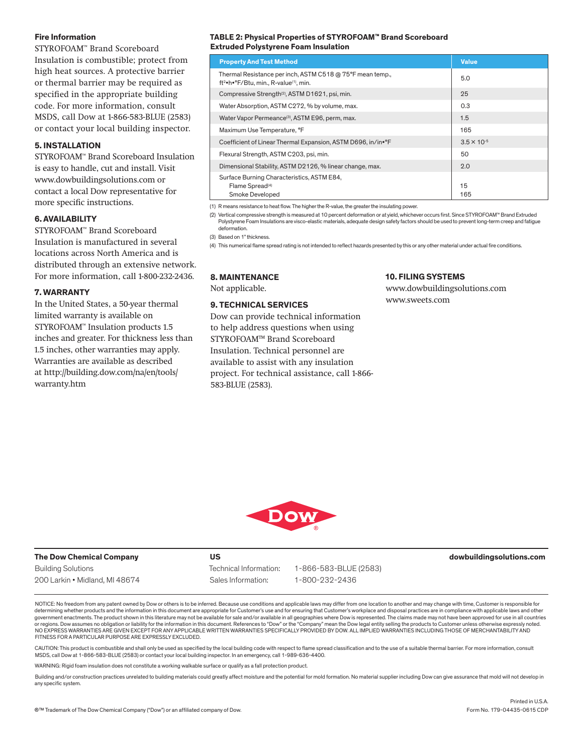### Fire Information

STYROFOAM™ Brand Scoreboard Insulation is combustible; protect from high heat sources. A protective barrier or thermal barrier may be required as specified in the appropriate building code. For more information, consult MSDS, call Dow at 1-866-583-BLUE (2583) or contact your local building inspector.

### 5. INSTALLATION

STYROFOAM™ Brand Scoreboard Insulation is easy to handle, cut and install. Visit www.dowbuildingsolutions.com or contact a local Dow representative for more specific instructions.

### 6. AVAILABILITY

STYROFOAM™ Brand Scoreboard Insulation is manufactured in several locations across North America and is distributed through an extensive network. For more information, call 1-800-232-2436.

### 7. WARRANTY

In the United States, a 50-year thermal limited warranty is available on STYROFOAM™ Insulation products 1.5 inches and greater. For thickness less than 1.5 inches, other warranties may apply. Warranties are available as described at http://building.dow.com/na/en/tools/warranty.htm

**TABLE 2: Physical Properties of STYROFOAM™ Brand Scoreboard Extruded Polystyrene Foam Insulation**

| Property And Test Method | Value |
|---|---|
| Thermal Resistance per inch, ASTM C518 @ 75°F mean temp., ft²•h•°F/Btu, min., R-value[1], min. | 5.0 |
| Compressive Strength[2], ASTM D1621, psi, min. | 25 |
| Water Absorption, ASTM C272, % by volume, max. | 0.3 |
| Water Vapor Permeance[3], ASTM E96, perm, max. | 1.5 |
| Maximum Use Temperature, °F | 165 |
| Coefficient of Linear Thermal Expansion, ASTM D696, in/in•°F | $3.5 \times 10^{-5}$ |
| Flexural Strength, ASTM C203, psi, min. | 50 |
| Dimensional Stability, ASTM D2126, % linear change, max. | 2.0 |
| Surface Burning Characteristics, ASTM E84, Flame Spread[4] | 15 |
| Smoke Developed | 165 |

(1) R means resistance to heat flow. The higher the R-value, the greater the insulating power.

(2) Vertical compressive strength is measured at 10 percent deformation or at yield, whichever occurs first. Since STYROFOAM™ Brand Extruded Polystyrene Foam Insulations are visco-elastic materials, adequate design safety factors should be used to prevent long-term creep and fatigue deformation.

(3) Based on 1" thickness.

(4) This numerical flame spread rating is not intended to reflect hazards presented by this or any other material under actual fire conditions.

### 8. MAINTENANCE

Not applicable.

### 9. TECHNICAL SERVICES

Dow can provide technical information to help address questions when using STYROFOAM™ Brand Scoreboard Insulation. Technical personnel are available to assist with any insulation project. For technical assistance, call 1-866-583-BLUE (2583).

### 10. FILING SYSTEMS

www.dowbuildingsolutions.com
www.sweets.com

DOW®

**The Dow Chemical Company**
Building Solutions
200 Larkin • Midland, MI 48674

**US**
Technical Information: 1-866-583-BLUE (2583)
Sales Information: 1-800-232-2436

**dowbuildingsolutions.com**

NOTICE: No freedom from any patent owned by Dow or others is to be inferred. Because use conditions and applicable laws may differ from one location to another and may change with time, Customer is responsible for determining whether products and the information in this document are appropriate for Customer's use and for ensuring that Customer's workplace and disposal practices are in compliance with applicable laws and other government enactments. The product shown in this literature may not be available for sale and/or available in all geographies where Dow is represented. The claims made may not have been approved for use in all countries or regions. Dow assumes no obligation or liability for the information in this document. References to "Dow" or the "Company" mean the Dow legal entity selling the products to Customer unless otherwise expressly noted. NO EXPRESS WARRANTIES ARE GIVEN EXCEPT FOR ANY APPLICABLE WRITTEN WARRANTIES SPECIFICALLY PROVIDED BY DOW. ALL IMPLIED WARRANTIES INCLUDING THOSE OF MERCHANTABILITY AND FITNESS FOR A PARTICULAR PURPOSE ARE EXPRESSLY EXCLUDED.

CAUTION: This product is combustible and shall only be used as specified by the local building code with respect to flame spread classification and to the use of a suitable thermal barrier. For more information, consult MSDS, call Dow at 1-866-583-BLUE (2583) or contact your local building inspector. In an emergency, call 1-989-636-4400.

WARNING: Rigid foam insulation does not constitute a working walkable surface or qualify as a fall protection product.

Building and/or construction practices unrelated to building materials could greatly affect moisture and the potential for mold formation. No material supplier including Dow can give assurance that mold will not develop in any specific system.

®™ Trademark of The Dow Chemical Company ("Dow") or an affiliated company of Dow.

Printed in U.S.A.
Form No. 179-04435-0615 CDP